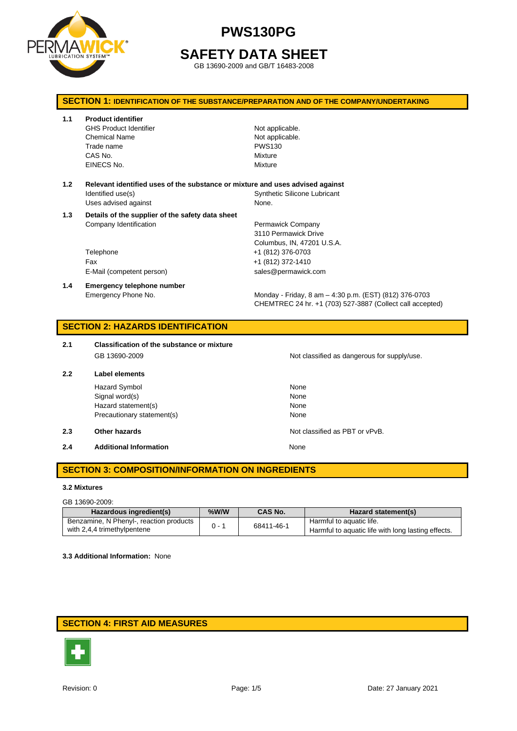# PWS130PG

## SAFETY DATA SHEET

GB 13690-2009 and GB/T 16483-2008

## SECTION 1: IDENTIFICATION OF THE SUBSTANCE/PREPARATION AND OF THE COMPANY/UNDERTAKING

**1.1 Product identifier**

| | |
|---|---|
| GHS Product Identifier | Not applicable. |
| Chemical Name | Not applicable. |
| Trade name | PWS130 |
| CAS No. | Mixture |
| EINECS No. | Mixture |

**1.2 Relevant identified uses of the substance or mixture and uses advised against**

| | |
|---|---|
| Identified use(s) | Synthetic Silicone Lubricant |
| Uses advised against | None. |

**1.3 Details of the supplier of the safety data sheet**

| | |
|---|---|
| Company Identification | Permawick Company<br>3110 Permawick Drive<br>Columbus, IN, 47201 U.S.A. |
| Telephone | +1 (812) 376-0703 |
| Fax | +1 (812) 372-1410 |
| E-Mail (competent person) | sales@permawick.com |

**1.4 Emergency telephone number**

| | |
|---|---|
| Emergency Phone No. | Monday - Friday, 8 am – 4:30 p.m. (EST) (812) 376-0703<br>CHEMTREC 24 hr. +1 (703) 527-3887 (Collect call accepted) |

## SECTION 2: HAZARDS IDENTIFICATION

**2.1 Classification of the substance or mixture**

| | |
|---|---|
| GB 13690-2009 | Not classified as dangerous for supply/use. |

**2.2 Label elements**

| | |
|---|---|
| Hazard Symbol | None |
| Signal word(s) | None |
| Hazard statement(s) | None |
| Precautionary statement(s) | None |

**2.3 Other hazards** — Not classified as PBT or vPvB.

**2.4 Additional Information** — None

## SECTION 3: COMPOSITION/INFORMATION ON INGREDIENTS

**3.2 Mixtures**

GB 13690-2009:

| Hazardous ingredient(s) | %W/W | CAS No. | Hazard statement(s) |
|---|---|---|---|
| Benzamine, N Phenyl-, reaction products with 2,4,4 trimethylpentene | 0 - 1 | 68411-46-1 | Harmful to aquatic life.<br>Harmful to aquatic life with long lasting effects. |

**3.3 Additional Information:** None

## SECTION 4: FIRST AID MEASURES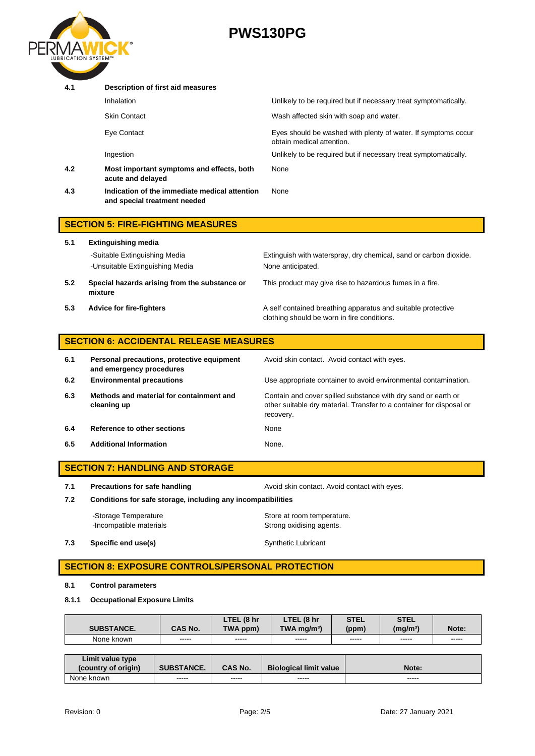| | | |
|---|---|---|
| **4.1** | **Description of first aid measures** | |
| | Inhalation | Unlikely to be required but if necessary treat symptomatically. |
| | Skin Contact | Wash affected skin with soap and water. |
| | Eye Contact | Eyes should be washed with plenty of water. If symptoms occur obtain medical attention. |
| | Ingestion | Unlikely to be required but if necessary treat symptomatically. |
| **4.2** | **Most important symptoms and effects, both acute and delayed** | None |
| **4.3** | **Indication of the immediate medical attention and special treatment needed** | None |

## SECTION 5: FIRE-FIGHTING MEASURES

| | | |
|---|---|---|
| **5.1** | **Extinguishing media** | |
| | -Suitable Extinguishing Media | Extinguish with waterspray, dry chemical, sand or carbon dioxide. |
| | -Unsuitable Extinguishing Media | None anticipated. |
| **5.2** | **Special hazards arising from the substance or mixture** | This product may give rise to hazardous fumes in a fire. |
| **5.3** | **Advice for fire-fighters** | A self contained breathing apparatus and suitable protective clothing should be worn in fire conditions. |

## SECTION 6: ACCIDENTAL RELEASE MEASURES

| | | |
|---|---|---|
| **6.1** | **Personal precautions, protective equipment and emergency procedures** | Avoid skin contact. Avoid contact with eyes. |
| **6.2** | **Environmental precautions** | Use appropriate container to avoid environmental contamination. |
| **6.3** | **Methods and material for containment and cleaning up** | Contain and cover spilled substance with dry sand or earth or other suitable dry material. Transfer to a container for disposal or recovery. |
| **6.4** | **Reference to other sections** | None |
| **6.5** | **Additional Information** | None. |

## SECTION 7: HANDLING AND STORAGE

| | | |
|---|---|---|
| **7.1** | **Precautions for safe handling** | Avoid skin contact. Avoid contact with eyes. |
| **7.2** | **Conditions for safe storage, including any incompatibilities** | |
| | -Storage Temperature | Store at room temperature. |
| | -Incompatible materials | Strong oxidising agents. |
| **7.3** | **Specific end use(s)** | Synthetic Lubricant |

## SECTION 8: EXPOSURE CONTROLS/PERSONAL PROTECTION

**8.1 Control parameters**

**8.1.1 Occupational Exposure Limits**

| SUBSTANCE. | CAS No. | LTEL (8 hr TWA ppm) | LTEL (8 hr TWA mg/m³) | STEL (ppm) | STEL (mg/m³) | Note: |
|---|---|---|---|---|---|---|
| None known | ----- | ----- | ----- | ----- | ----- | ----- |

| Limit value type (country of origin) | SUBSTANCE. | CAS No. | Biological limit value | Note: |
|---|---|---|---|---|
| None known | ----- | ----- | ----- | ----- |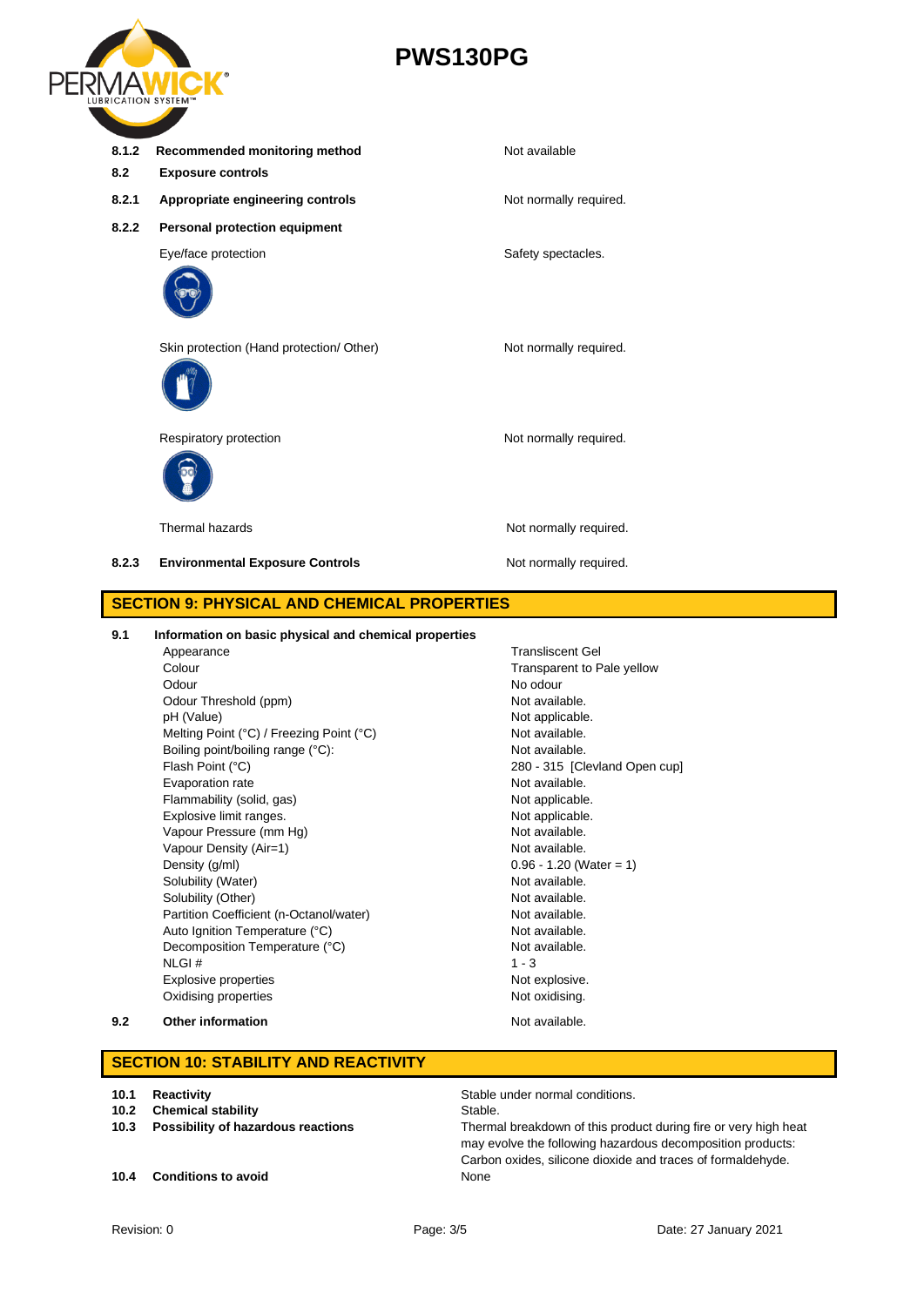| | | |
|---|---|---|
| **8.1.2** | **Recommended monitoring method** | Not available |
| **8.2** | **Exposure controls** | |
| **8.2.1** | **Appropriate engineering controls** | Not normally required. |
| **8.2.2** | **Personal protection equipment** | |
| | Eye/face protection | Safety spectacles. |
| | Skin protection (Hand protection/ Other) | Not normally required. |
| | Respiratory protection | Not normally required. |
| | Thermal hazards | Not normally required. |
| **8.2.3** | **Environmental Exposure Controls** | Not normally required. |

## SECTION 9: PHYSICAL AND CHEMICAL PROPERTIES

**9.1 Information on basic physical and chemical properties**

| Property | Value |
|---|---|
| Appearance | Transliscent Gel |
| Colour | Transparent to Pale yellow |
| Odour | No odour |
| Odour Threshold (ppm) | Not available. |
| pH (Value) | Not applicable. |
| Melting Point (°C) / Freezing Point (°C) | Not available. |
| Boiling point/boiling range (°C): | Not available. |
| Flash Point (°C) | 280 - 315 [Clevland Open cup] |
| Evaporation rate | Not available. |
| Flammability (solid, gas) | Not applicable. |
| Explosive limit ranges. | Not applicable. |
| Vapour Pressure (mm Hg) | Not available. |
| Vapour Density (Air=1) | Not available. |
| Density (g/ml) | 0.96 - 1.20 (Water = 1) |
| Solubility (Water) | Not available. |
| Solubility (Other) | Not available. |
| Partition Coefficient (n-Octanol/water) | Not available. |
| Auto Ignition Temperature (°C) | Not available. |
| Decomposition Temperature (°C) | Not available. |
| NLGI # | 1 - 3 |
| Explosive properties | Not explosive. |
| Oxidising properties | Not oxidising. |

**9.2 Other information** — Not available.

## SECTION 10: STABILITY AND REACTIVITY

| | | |
|---|---|---|
| **10.1** | **Reactivity** | Stable under normal conditions. |
| **10.2** | **Chemical stability** | Stable. |
| **10.3** | **Possibility of hazardous reactions** | Thermal breakdown of this product during fire or very high heat may evolve the following hazardous decomposition products: Carbon oxides, silicone dioxide and traces of formaldehyde. |
| **10.4** | **Conditions to avoid** | None |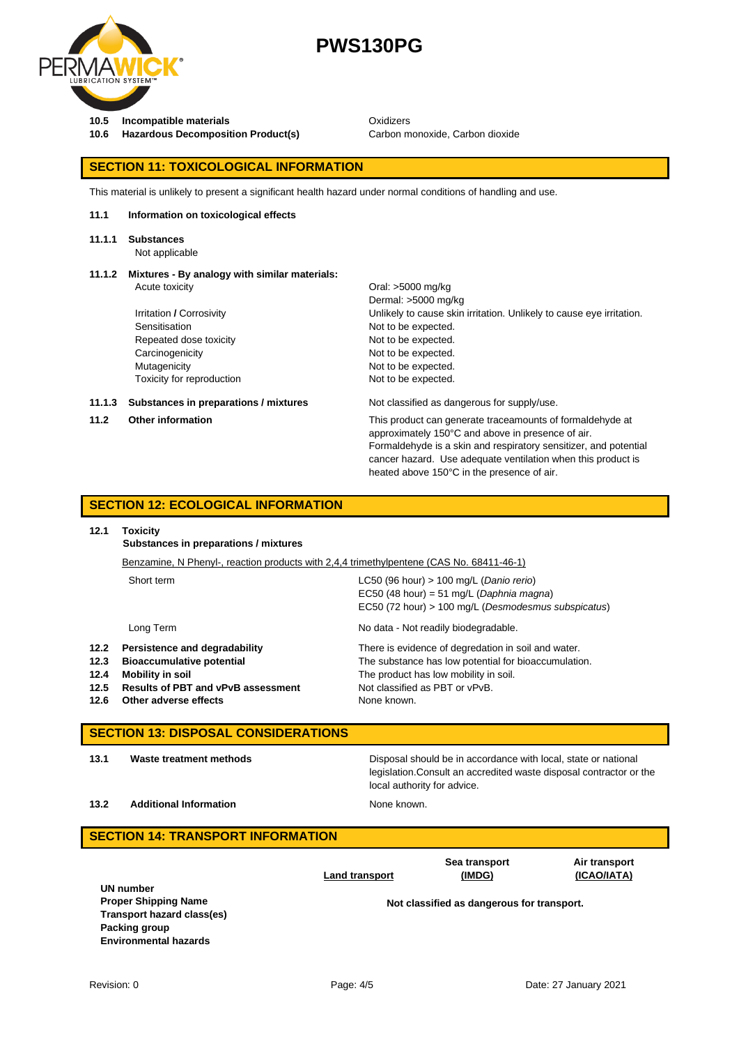| | | |
|---|---|---|
| **10.5** | **Incompatible materials** | Oxidizers |
| **10.6** | **Hazardous Decomposition Product(s)** | Carbon monoxide, Carbon dioxide |

## SECTION 11: TOXICOLOGICAL INFORMATION

This material is unlikely to present a significant health hazard under normal conditions of handling and use.

**11.1 Information on toxicological effects**

**11.1.1 Substances**
Not applicable

**11.1.2 Mixtures - By analogy with similar materials:**

| | |
|---|---|
| Acute toxicity | Oral: >5000 mg/kg<br>Dermal: >5000 mg/kg |
| Irritation / Corrosivity | Unlikely to cause skin irritation. Unlikely to cause eye irritation. |
| Sensitisation | Not to be expected. |
| Repeated dose toxicity | Not to be expected. |
| Carcinogenicity | Not to be expected. |
| Mutagenicity | Not to be expected. |
| Toxicity for reproduction | Not to be expected. |

**11.1.3 Substances in preparations / mixtures** — Not classified as dangerous for supply/use.

**11.2 Other information** — This product can generate traceamounts of formaldehyde at approximately 150°C and above in presence of air. Formaldehyde is a skin and respiratory sensitizer, and potential cancer hazard. Use adequate ventilation when this product is heated above 150°C in the presence of air.

## SECTION 12: ECOLOGICAL INFORMATION

**12.1 Toxicity**
**Substances in preparations / mixtures**

Benzamine, N Phenyl-, reaction products with 2,4,4 trimethylpentene (CAS No. 68411-46-1)

| | |
|---|---|
| Short term | LC50 (96 hour) > 100 mg/L (*Danio rerio*)<br>EC50 (48 hour) = 51 mg/L (*Daphnia magna*)<br>EC50 (72 hour) > 100 mg/L (*Desmodesmus subspicatus*) |
| Long Term | No data - Not readily biodegradable. |

| | | |
|---|---|---|
| **12.2** | **Persistence and degradability** | There is evidence of degradation in soil and water. |
| **12.3** | **Bioaccumulative potential** | The substance has low potential for bioaccumulation. |
| **12.4** | **Mobility in soil** | The product has low mobility in soil. |
| **12.5** | **Results of PBT and vPvB assessment** | Not classified as PBT or vPvB. |
| **12.6** | **Other adverse effects** | None known. |

## SECTION 13: DISPOSAL CONSIDERATIONS

| | | |
|---|---|---|
| **13.1** | **Waste treatment methods** | Disposal should be in accordance with local, state or national legislation.Consult an accredited waste disposal contractor or the local authority for advice. |
| **13.2** | **Additional Information** | None known. |

## SECTION 14: TRANSPORT INFORMATION

| | **Land transport** | **Sea transport (IMDG)** | **Air transport (ICAO/IATA)** |
|---|---|---|---|
| **UN number**<br>**Proper Shipping Name**<br>**Transport hazard class(es)**<br>**Packing group**<br>**Environmental hazards** | **Not classified as dangerous for transport.** | | |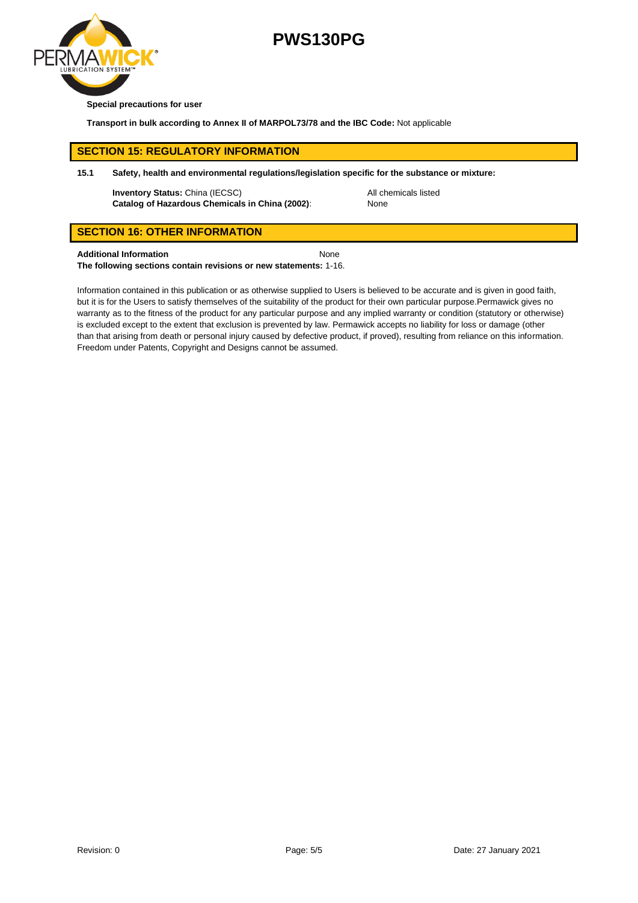**Special precautions for user**

**Transport in bulk according to Annex II of MARPOL73/78 and the IBC Code:** Not applicable

## SECTION 15: REGULATORY INFORMATION

**15.1 Safety, health and environmental regulations/legislation specific for the substance or mixture:**

| | |
|---|---|
| **Inventory Status:** China (IECSC) | All chemicals listed |
| **Catalog of Hazardous Chemicals in China (2002)**: | None |

## SECTION 16: OTHER INFORMATION

**Additional Information** None

**The following sections contain revisions or new statements:** 1-16.

Information contained in this publication or as otherwise supplied to Users is believed to be accurate and is given in good faith, but it is for the Users to satisfy themselves of the suitability of the product for their own particular purpose.Permawick gives no warranty as to the fitness of the product for any particular purpose and any implied warranty or condition (statutory or otherwise) is excluded except to the extent that exclusion is prevented by law. Permawick accepts no liability for loss or damage (other than that arising from death or personal injury caused by defective product, if proved), resulting from reliance on this information. Freedom under Patents, Copyright and Designs cannot be assumed.